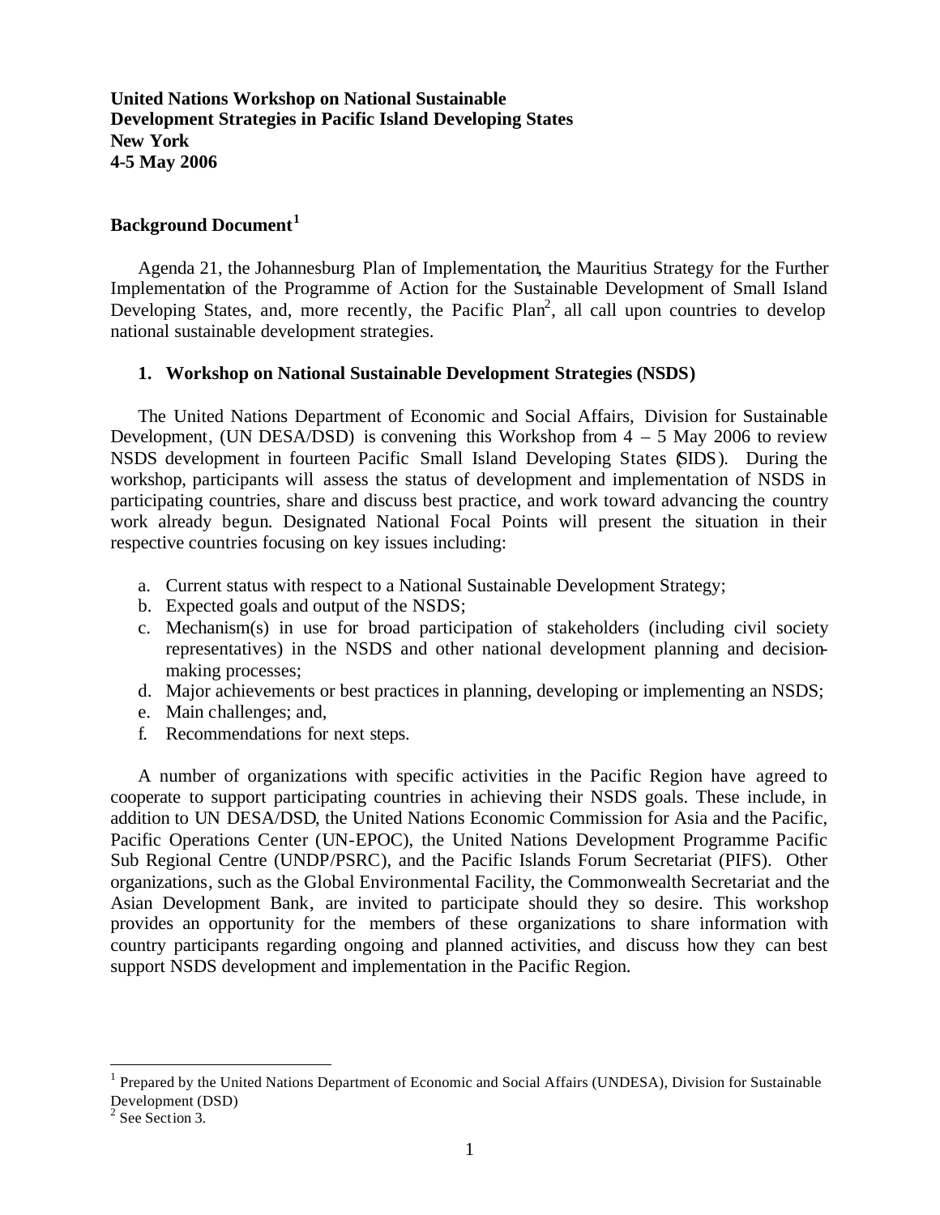**United Nations Workshop on National Sustainable Development Strategies in Pacific Island Developing States**
**New York**
**4-5 May 2006**

## Background Document[1]

Agenda 21, the Johannesburg Plan of Implementation, the Mauritius Strategy for the Further Implementation of the Programme of Action for the Sustainable Development of Small Island Developing States, and, more recently, the Pacific Plan[2], all call upon countries to develop national sustainable development strategies.

### 1. Workshop on National Sustainable Development Strategies (NSDS)

The United Nations Department of Economic and Social Affairs, Division for Sustainable Development, (UN DESA/DSD) is convening this Workshop from 4 – 5 May 2006 to review NSDS development in fourteen Pacific Small Island Developing States (SIDS). During the workshop, participants will assess the status of development and implementation of NSDS in participating countries, share and discuss best practice, and work toward advancing the country work already begun. Designated National Focal Points will present the situation in their respective countries focusing on key issues including:

a. Current status with respect to a National Sustainable Development Strategy;
b. Expected goals and output of the NSDS;
c. Mechanism(s) in use for broad participation of stakeholders (including civil society representatives) in the NSDS and other national development planning and decision-making processes;
d. Major achievements or best practices in planning, developing or implementing an NSDS;
e. Main challenges; and,
f. Recommendations for next steps.

A number of organizations with specific activities in the Pacific Region have agreed to cooperate to support participating countries in achieving their NSDS goals. These include, in addition to UN DESA/DSD, the United Nations Economic Commission for Asia and the Pacific, Pacific Operations Center (UN-EPOC), the United Nations Development Programme Pacific Sub Regional Centre (UNDP/PSRC), and the Pacific Islands Forum Secretariat (PIFS). Other organizations, such as the Global Environmental Facility, the Commonwealth Secretariat and the Asian Development Bank, are invited to participate should they so desire. This workshop provides an opportunity for the members of these organizations to share information with country participants regarding ongoing and planned activities, and discuss how they can best support NSDS development and implementation in the Pacific Region.

---

[1] Prepared by the United Nations Department of Economic and Social Affairs (UNDESA), Division for Sustainable Development (DSD)

[2] See Section 3.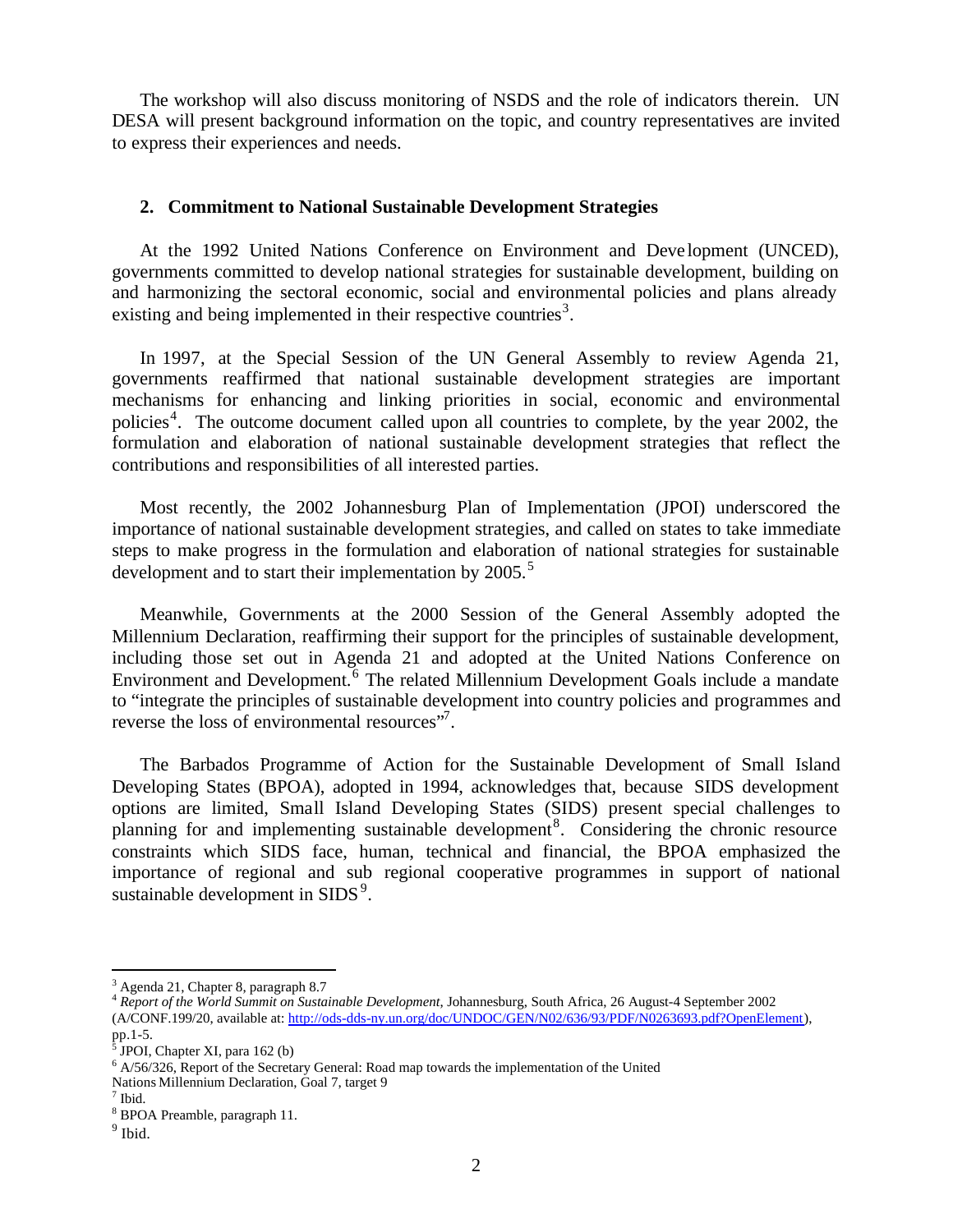The workshop will also discuss monitoring of NSDS and the role of indicators therein. UN DESA will present background information on the topic, and country representatives are invited to express their experiences and needs.

## 2. Commitment to National Sustainable Development Strategies

At the 1992 United Nations Conference on Environment and Development (UNCED), governments committed to develop national strategies for sustainable development, building on and harmonizing the sectoral economic, social and environmental policies and plans already existing and being implemented in their respective countries[3].

In 1997, at the Special Session of the UN General Assembly to review Agenda 21, governments reaffirmed that national sustainable development strategies are important mechanisms for enhancing and linking priorities in social, economic and environmental policies[4]. The outcome document called upon all countries to complete, by the year 2002, the formulation and elaboration of national sustainable development strategies that reflect the contributions and responsibilities of all interested parties.

Most recently, the 2002 Johannesburg Plan of Implementation (JPOI) underscored the importance of national sustainable development strategies, and called on states to take immediate steps to make progress in the formulation and elaboration of national strategies for sustainable development and to start their implementation by 2005.[5]

Meanwhile, Governments at the 2000 Session of the General Assembly adopted the Millennium Declaration, reaffirming their support for the principles of sustainable development, including those set out in Agenda 21 and adopted at the United Nations Conference on Environment and Development.[6] The related Millennium Development Goals include a mandate to "integrate the principles of sustainable development into country policies and programmes and reverse the loss of environmental resources"[7].

The Barbados Programme of Action for the Sustainable Development of Small Island Developing States (BPOA), adopted in 1994, acknowledges that, because SIDS development options are limited, Small Island Developing States (SIDS) present special challenges to planning for and implementing sustainable development[8]. Considering the chronic resource constraints which SIDS face, human, technical and financial, the BPOA emphasized the importance of regional and sub regional cooperative programmes in support of national sustainable development in SIDS[9].

---

[3] Agenda 21, Chapter 8, paragraph 8.7

[4] *Report of the World Summit on Sustainable Development*, Johannesburg, South Africa, 26 August-4 September 2002 (A/CONF.199/20, available at: http://ods-dds-ny.un.org/doc/UNDOC/GEN/N02/636/93/PDF/N0263693.pdf?OpenElement), pp.1-5.

[5] JPOI, Chapter XI, para 162 (b)

[6] A/56/326, Report of the Secretary General: Road map towards the implementation of the United Nations Millennium Declaration, Goal 7, target 9

[7] Ibid.

[8] BPOA Preamble, paragraph 11.

[9] Ibid.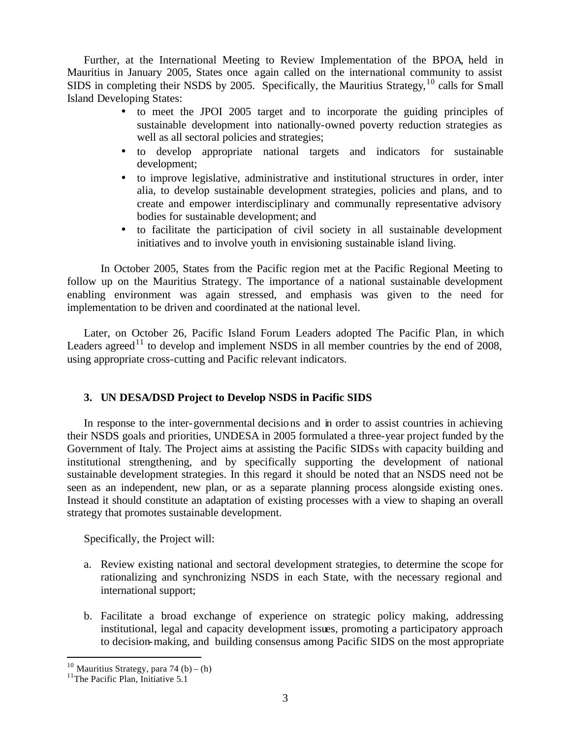Further, at the International Meeting to Review Implementation of the BPOA, held in Mauritius in January 2005, States once again called on the international community to assist SIDS in completing their NSDS by 2005. Specifically, the Mauritius Strategy,[10] calls for Small Island Developing States:

- to meet the JPOI 2005 target and to incorporate the guiding principles of sustainable development into nationally-owned poverty reduction strategies as well as all sectoral policies and strategies;
- to develop appropriate national targets and indicators for sustainable development;
- to improve legislative, administrative and institutional structures in order, inter alia, to develop sustainable development strategies, policies and plans, and to create and empower interdisciplinary and communally representative advisory bodies for sustainable development; and
- to facilitate the participation of civil society in all sustainable development initiatives and to involve youth in envisioning sustainable island living.

In October 2005, States from the Pacific region met at the Pacific Regional Meeting to follow up on the Mauritius Strategy. The importance of a national sustainable development enabling environment was again stressed, and emphasis was given to the need for implementation to be driven and coordinated at the national level.

Later, on October 26, Pacific Island Forum Leaders adopted The Pacific Plan, in which Leaders agreed[11] to develop and implement NSDS in all member countries by the end of 2008, using appropriate cross-cutting and Pacific relevant indicators.

### 3. UN DESA/DSD Project to Develop NSDS in Pacific SIDS

In response to the inter-governmental decisions and in order to assist countries in achieving their NSDS goals and priorities, UNDESA in 2005 formulated a three-year project funded by the Government of Italy. The Project aims at assisting the Pacific SIDSs with capacity building and institutional strengthening, and by specifically supporting the development of national sustainable development strategies. In this regard it should be noted that an NSDS need not be seen as an independent, new plan, or as a separate planning process alongside existing ones. Instead it should constitute an adaptation of existing processes with a view to shaping an overall strategy that promotes sustainable development.

Specifically, the Project will:

a. Review existing national and sectoral development strategies, to determine the scope for rationalizing and synchronizing NSDS in each State, with the necessary regional and international support;

b. Facilitate a broad exchange of experience on strategic policy making, addressing institutional, legal and capacity development issues, promoting a participatory approach to decision-making, and building consensus among Pacific SIDS on the most appropriate

---

[10] Mauritius Strategy, para 74 (b) – (h)

[11] The Pacific Plan, Initiative 5.1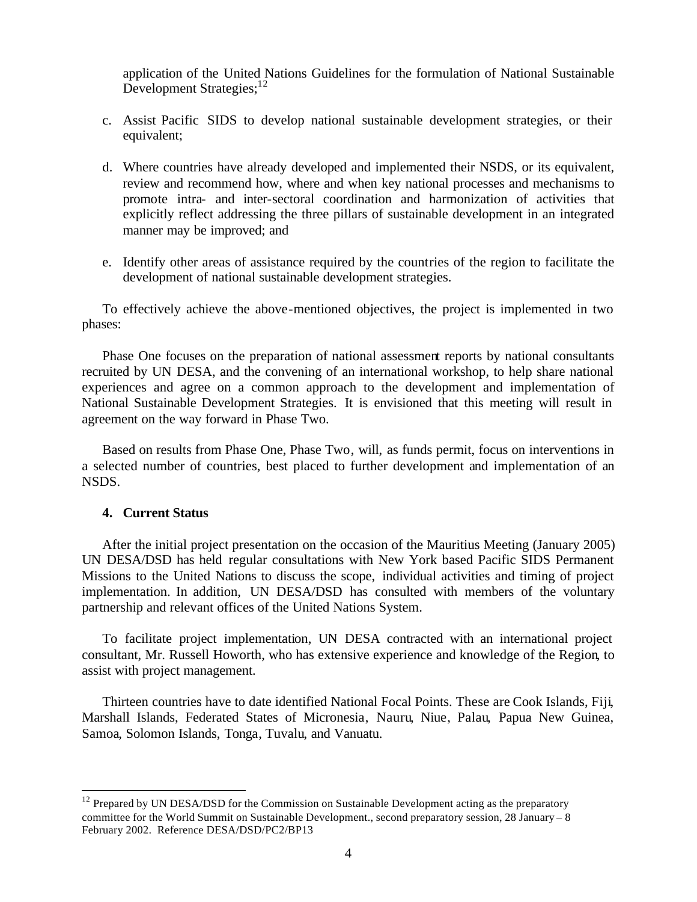application of the United Nations Guidelines for the formulation of National Sustainable Development Strategies;[12]

c. Assist Pacific SIDS to develop national sustainable development strategies, or their equivalent;

d. Where countries have already developed and implemented their NSDS, or its equivalent, review and recommend how, where and when key national processes and mechanisms to promote intra- and inter-sectoral coordination and harmonization of activities that explicitly reflect addressing the three pillars of sustainable development in an integrated manner may be improved; and

e. Identify other areas of assistance required by the countries of the region to facilitate the development of national sustainable development strategies.

To effectively achieve the above-mentioned objectives, the project is implemented in two phases:

Phase One focuses on the preparation of national assessment reports by national consultants recruited by UN DESA, and the convening of an international workshop, to help share national experiences and agree on a common approach to the development and implementation of National Sustainable Development Strategies. It is envisioned that this meeting will result in agreement on the way forward in Phase Two.

Based on results from Phase One, Phase Two, will, as funds permit, focus on interventions in a selected number of countries, best placed to further development and implementation of an NSDS.

## 4. Current Status

After the initial project presentation on the occasion of the Mauritius Meeting (January 2005) UN DESA/DSD has held regular consultations with New York based Pacific SIDS Permanent Missions to the United Nations to discuss the scope, individual activities and timing of project implementation. In addition, UN DESA/DSD has consulted with members of the voluntary partnership and relevant offices of the United Nations System.

To facilitate project implementation, UN DESA contracted with an international project consultant, Mr. Russell Howorth, who has extensive experience and knowledge of the Region, to assist with project management.

Thirteen countries have to date identified National Focal Points. These are Cook Islands, Fiji, Marshall Islands, Federated States of Micronesia, Nauru, Niue, Palau, Papua New Guinea, Samoa, Solomon Islands, Tonga, Tuvalu, and Vanuatu.

---

[12] Prepared by UN DESA/DSD for the Commission on Sustainable Development acting as the preparatory committee for the World Summit on Sustainable Development., second preparatory session, 28 January – 8 February 2002. Reference DESA/DSD/PC2/BP13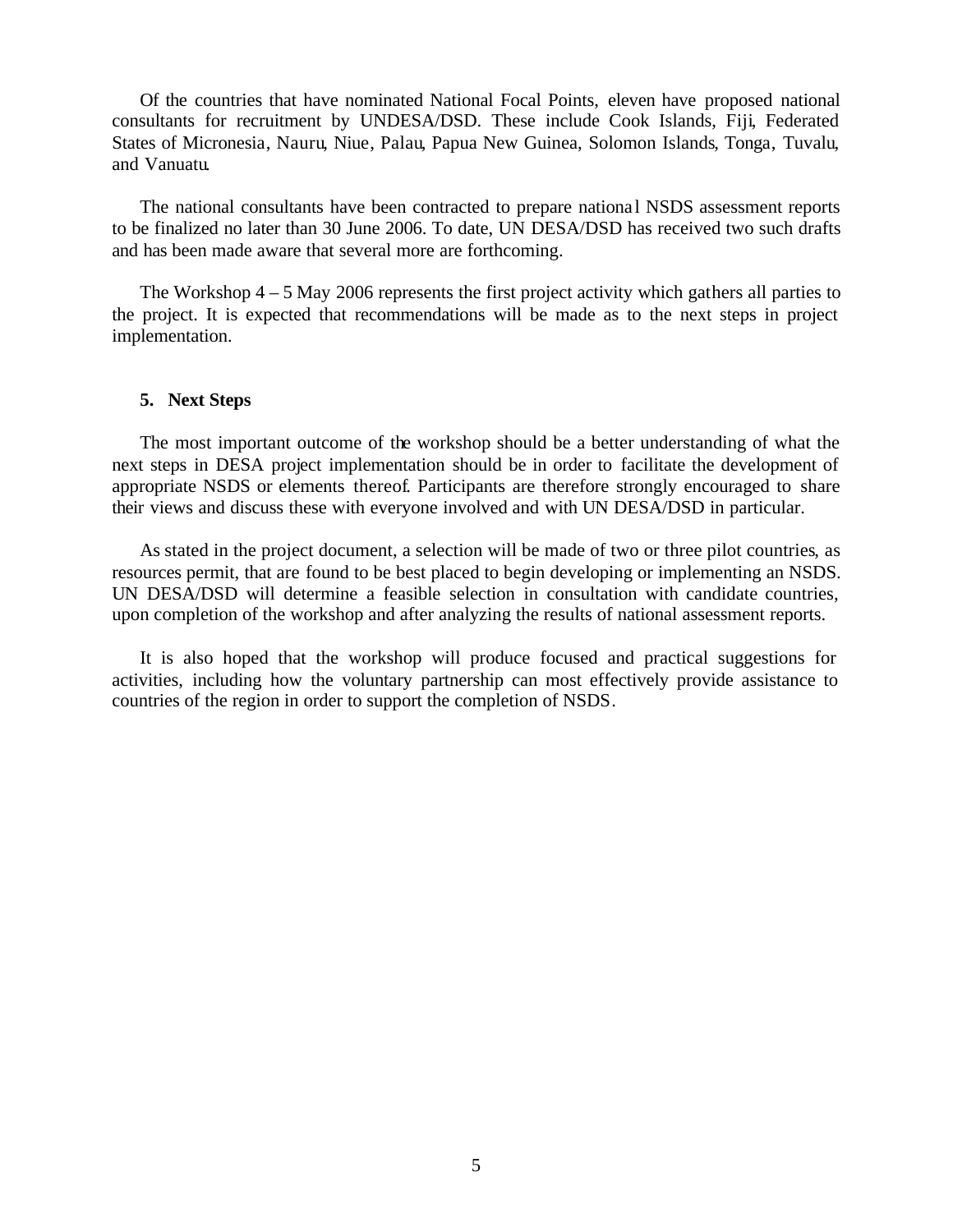Of the countries that have nominated National Focal Points, eleven have proposed national consultants for recruitment by UNDESA/DSD. These include Cook Islands, Fiji, Federated States of Micronesia, Nauru, Niue, Palau, Papua New Guinea, Solomon Islands, Tonga, Tuvalu, and Vanuatu.

The national consultants have been contracted to prepare national NSDS assessment reports to be finalized no later than 30 June 2006. To date, UN DESA/DSD has received two such drafts and has been made aware that several more are forthcoming.

The Workshop 4 – 5 May 2006 represents the first project activity which gathers all parties to the project. It is expected that recommendations will be made as to the next steps in project implementation.

## 5. Next Steps

The most important outcome of the workshop should be a better understanding of what the next steps in DESA project implementation should be in order to facilitate the development of appropriate NSDS or elements thereof. Participants are therefore strongly encouraged to share their views and discuss these with everyone involved and with UN DESA/DSD in particular.

As stated in the project document, a selection will be made of two or three pilot countries, as resources permit, that are found to be best placed to begin developing or implementing an NSDS. UN DESA/DSD will determine a feasible selection in consultation with candidate countries, upon completion of the workshop and after analyzing the results of national assessment reports.

It is also hoped that the workshop will produce focused and practical suggestions for activities, including how the voluntary partnership can most effectively provide assistance to countries of the region in order to support the completion of NSDS.